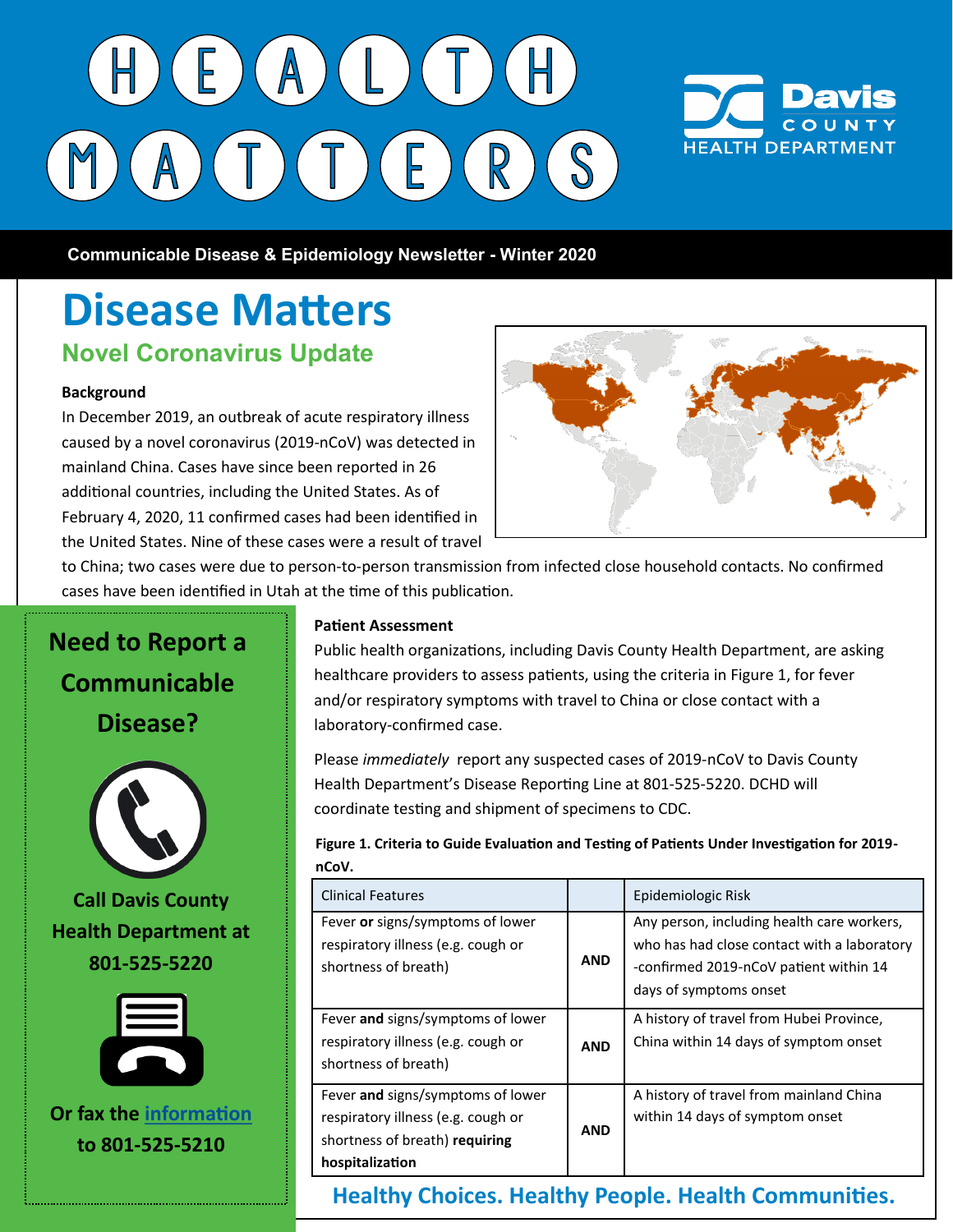# HEALTH MATTERS

Davis COUNTY HEALTH DEPARTMENT

**Communicable Disease & Epidemiology Newsletter - Winter 2020**

# Disease Matters

## Novel Coronavirus Update

**Background**

In December 2019, an outbreak of acute respiratory illness caused by a novel coronavirus (2019-nCoV) was detected in mainland China. Cases have since been reported in 26 additional countries, including the United States. As of February 4, 2020, 11 confirmed cases had been identified in the United States. Nine of these cases were a result of travel to China; two cases were due to person-to-person transmission from infected close household contacts. No confirmed cases have been identified in Utah at the time of this publication.

**Need to Report a Communicable Disease?**

**Call Davis County Health Department at 801-525-5220**

**Or fax the information to 801-525-5210**

**Patient Assessment**

Public health organizations, including Davis County Health Department, are asking healthcare providers to assess patients, using the criteria in Figure 1, for fever and/or respiratory symptoms with travel to China or close contact with a laboratory-confirmed case.

Please *immediately* report any suspected cases of 2019-nCoV to Davis County Health Department's Disease Reporting Line at 801-525-5220. DCHD will coordinate testing and shipment of specimens to CDC.

**Figure 1. Criteria to Guide Evaluation and Testing of Patients Under Investigation for 2019-nCoV.**

| Clinical Features | | Epidemiologic Risk |
|---|---|---|
| Fever **or** signs/symptoms of lower respiratory illness (e.g. cough or shortness of breath) | **AND** | Any person, including health care workers, who has had close contact with a laboratory-confirmed 2019-nCoV patient within 14 days of symptoms onset |
| Fever **and** signs/symptoms of lower respiratory illness (e.g. cough or shortness of breath) | **AND** | A history of travel from Hubei Province, China within 14 days of symptom onset |
| Fever **and** signs/symptoms of lower respiratory illness (e.g. cough or shortness of breath) **requiring hospitalization** | **AND** | A history of travel from mainland China within 14 days of symptom onset |

**Healthy Choices. Healthy People. Health Communities.**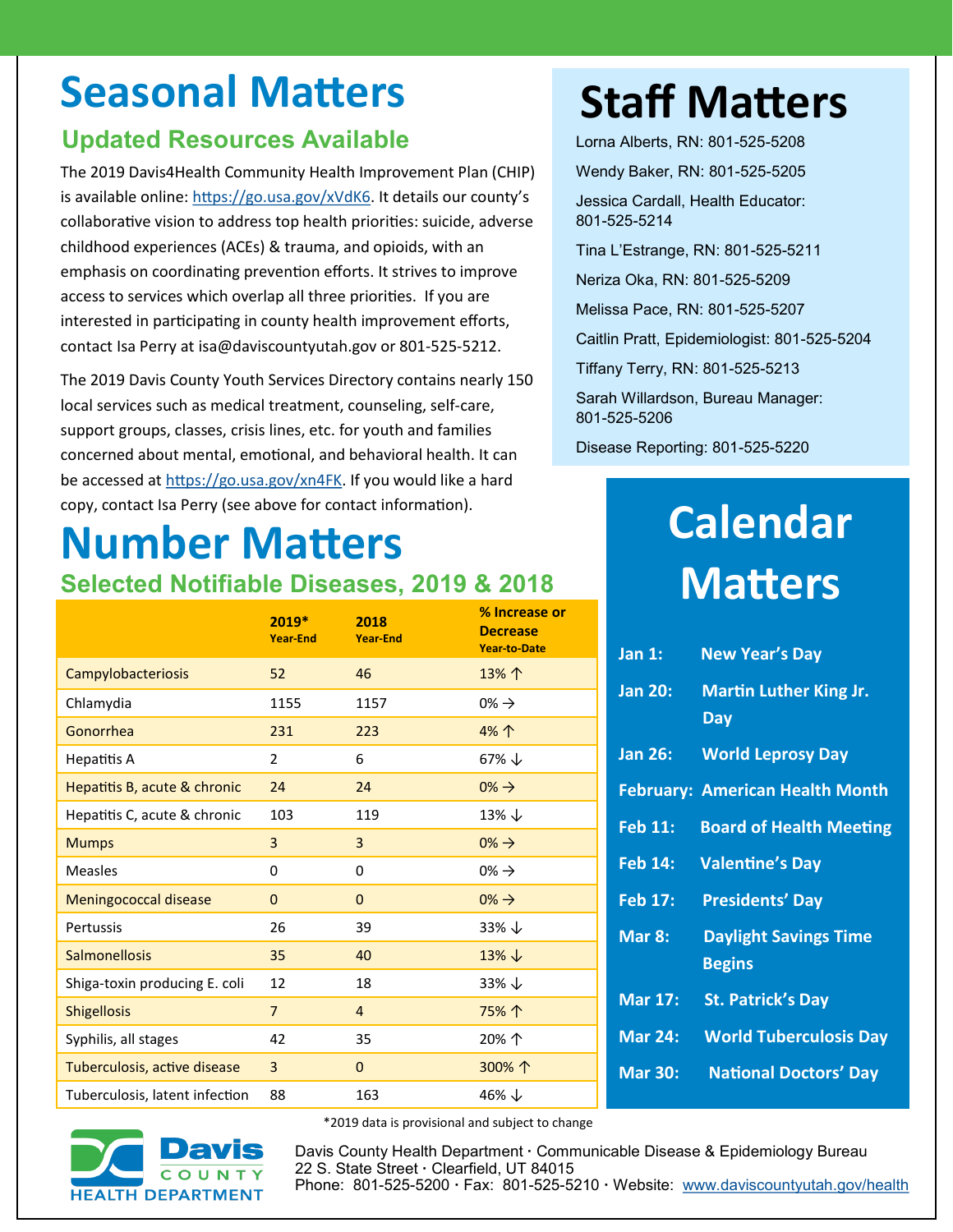# Seasonal Matters

## Updated Resources Available

The 2019 Davis4Health Community Health Improvement Plan (CHIP) is available online: https://go.usa.gov/xVdK6. It details our county's collaborative vision to address top health priorities: suicide, adverse childhood experiences (ACEs) & trauma, and opioids, with an emphasis on coordinating prevention efforts. It strives to improve access to services which overlap all three priorities. If you are interested in participating in county health improvement efforts, contact Isa Perry at isa@daviscountyutah.gov or 801-525-5212.

The 2019 Davis County Youth Services Directory contains nearly 150 local services such as medical treatment, counseling, self-care, support groups, classes, crisis lines, etc. for youth and families concerned about mental, emotional, and behavioral health. It can be accessed at https://go.usa.gov/xn4FK. If you would like a hard copy, contact Isa Perry (see above for contact information).

# Number Matters

## Selected Notifiable Diseases, 2019 & 2018

| | 2019* Year-End | 2018 Year-End | % Increase or Decrease Year-to-Date |
|---|---|---|---|
| Campylobacteriosis | 52 | 46 | 13% ↑ |
| Chlamydia | 1155 | 1157 | 0% → |
| Gonorrhea | 231 | 223 | 4% ↑ |
| Hepatitis A | 2 | 6 | 67% ↓ |
| Hepatitis B, acute & chronic | 24 | 24 | 0% → |
| Hepatitis C, acute & chronic | 103 | 119 | 13% ↓ |
| Mumps | 3 | 3 | 0% → |
| Measles | 0 | 0 | 0% → |
| Meningococcal disease | 0 | 0 | 0% → |
| Pertussis | 26 | 39 | 33% ↓ |
| Salmonellosis | 35 | 40 | 13% ↓ |
| Shiga-toxin producing E. coli | 12 | 18 | 33% ↓ |
| Shigellosis | 7 | 4 | 75% ↑ |
| Syphilis, all stages | 42 | 35 | 20% ↑ |
| Tuberculosis, active disease | 3 | 0 | 300% ↑ |
| Tuberculosis, latent infection | 88 | 163 | 46% ↓ |

*2019 data is provisional and subject to change

# Staff Matters

Lorna Alberts, RN: 801-525-5208

Wendy Baker, RN: 801-525-5205

Jessica Cardall, Health Educator: 801-525-5214

Tina L'Estrange, RN: 801-525-5211

Neriza Oka, RN: 801-525-5209

Melissa Pace, RN: 801-525-5207

Caitlin Pratt, Epidemiologist: 801-525-5204

Tiffany Terry, RN: 801-525-5213

Sarah Willardson, Bureau Manager: 801-525-5206

Disease Reporting: 801-525-5220

# Calendar Matters

**Jan 1:** New Year's Day

**Jan 20:** Martin Luther King Jr. Day

**Jan 26:** World Leprosy Day

**February:** American Health Month

**Feb 11:** Board of Health Meeting

**Feb 14:** Valentine's Day

**Feb 17:** Presidents' Day

**Mar 8:** Daylight Savings Time Begins

**Mar 17:** St. Patrick's Day

**Mar 24:** World Tuberculosis Day

**Mar 30:** National Doctors' Day

Davis County Health Department

Davis County Health Department · Communicable Disease & Epidemiology Bureau
22 S. State Street · Clearfield, UT 84015
Phone: 801-525-5200 · Fax: 801-525-5210 · Website: www.daviscountyutah.gov/health